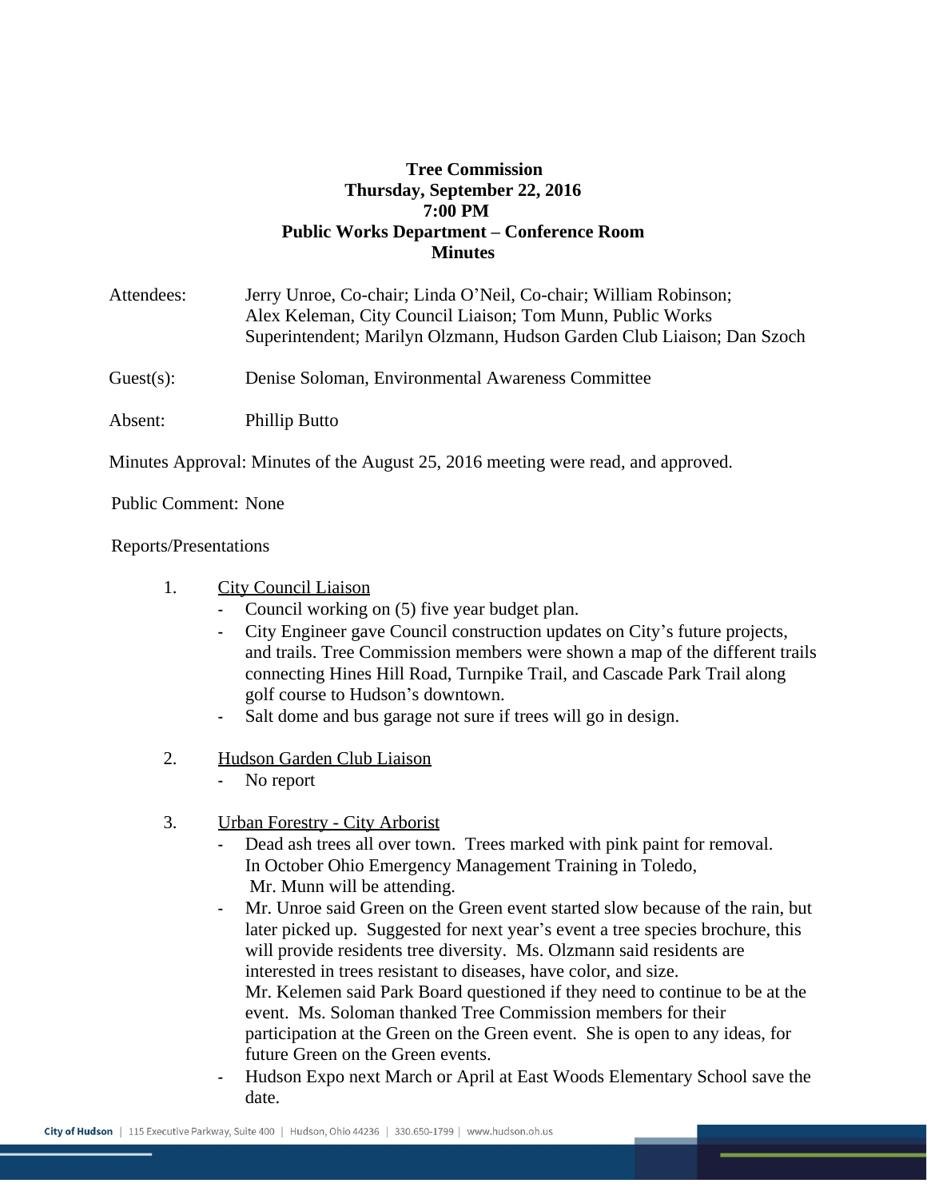**Tree Commission**
**Thursday, September 22, 2016**
**7:00 PM**
**Public Works Department – Conference Room**
**Minutes**

Attendees: Jerry Unroe, Co-chair; Linda O'Neil, Co-chair; William Robinson; Alex Keleman, City Council Liaison; Tom Munn, Public Works Superintendent; Marilyn Olzmann, Hudson Garden Club Liaison; Dan Szoch

Guest(s): Denise Soloman, Environmental Awareness Committee

Absent: Phillip Butto

Minutes Approval: Minutes of the August 25, 2016 meeting were read, and approved.

Public Comment: None

Reports/Presentations

1. City Council Liaison
   - Council working on (5) five year budget plan.
   - City Engineer gave Council construction updates on City's future projects, and trails. Tree Commission members were shown a map of the different trails connecting Hines Hill Road, Turnpike Trail, and Cascade Park Trail along golf course to Hudson's downtown.
   - Salt dome and bus garage not sure if trees will go in design.

2. Hudson Garden Club Liaison
   - No report

3. Urban Forestry - City Arborist
   - Dead ash trees all over town. Trees marked with pink paint for removal. In October Ohio Emergency Management Training in Toledo, Mr. Munn will be attending.
   - Mr. Unroe said Green on the Green event started slow because of the rain, but later picked up. Suggested for next year's event a tree species brochure, this will provide residents tree diversity. Ms. Olzmann said residents are interested in trees resistant to diseases, have color, and size. Mr. Kelemen said Park Board questioned if they need to continue to be at the event. Ms. Soloman thanked Tree Commission members for their participation at the Green on the Green event. She is open to any ideas, for future Green on the Green events.
   - Hudson Expo next March or April at East Woods Elementary School save the date.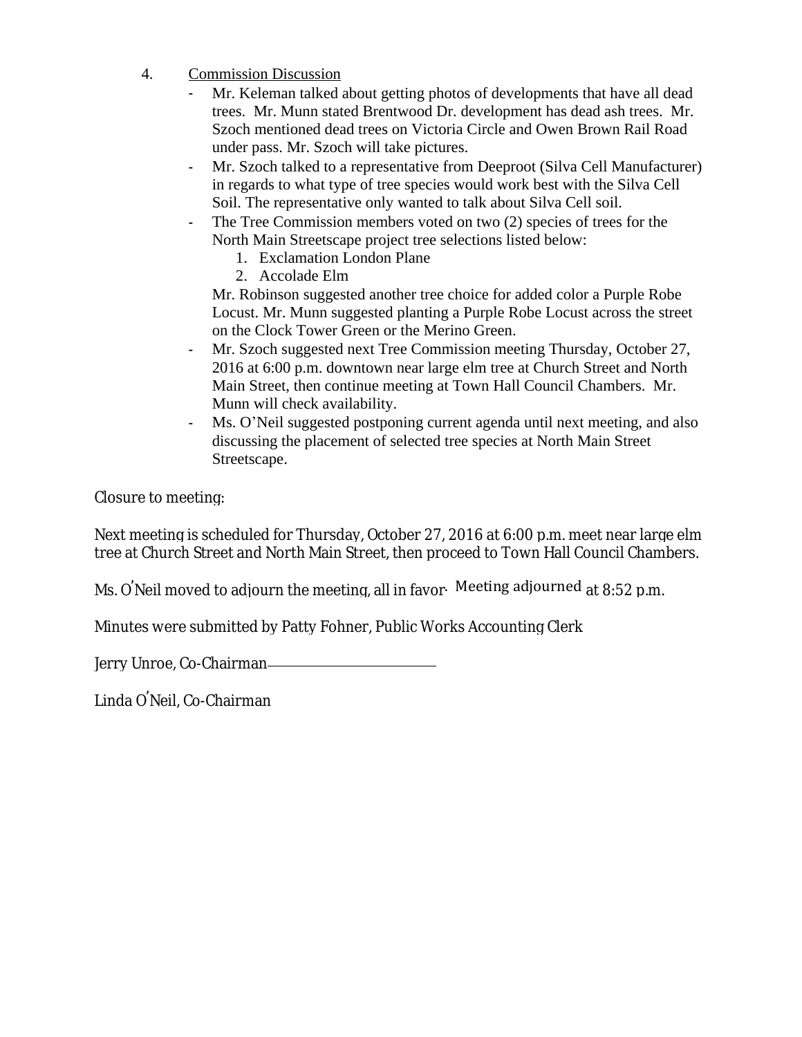4. <u>Commission Discussion</u>
   - Mr. Keleman talked about getting photos of developments that have all dead trees. Mr. Munn stated Brentwood Dr. development has dead ash trees. Mr. Szoch mentioned dead trees on Victoria Circle and Owen Brown Rail Road under pass. Mr. Szoch will take pictures.
   - Mr. Szoch talked to a representative from Deeproot (Silva Cell Manufacturer) in regards to what type of tree species would work best with the Silva Cell Soil. The representative only wanted to talk about Silva Cell soil.
   - The Tree Commission members voted on two (2) species of trees for the North Main Streetscape project tree selections listed below:
     1. Exclamation London Plane
     2. Accolade Elm

     Mr. Robinson suggested another tree choice for added color a Purple Robe Locust. Mr. Munn suggested planting a Purple Robe Locust across the street on the Clock Tower Green or the Merino Green.
   - Mr. Szoch suggested next Tree Commission meeting Thursday, October 27, 2016 at 6:00 p.m. downtown near large elm tree at Church Street and North Main Street, then continue meeting at Town Hall Council Chambers. Mr. Munn will check availability.
   - Ms. O'Neil suggested postponing current agenda until next meeting, and also discussing the placement of selected tree species at North Main Street Streetscape.

Closure to meeting:

Next meeting is scheduled for Thursday, October 27, 2016 at 6:00 p.m. meet near large elm tree at Church Street and North Main Street, then proceed to Town Hall Council Chambers.

Ms. O'Neil moved to adjourn the meeting, all in favor. Meeting adjourned at 8:52 p.m.

Minutes were submitted by Patty Fohner, Public Works Accounting Clerk

Jerry Unroe, Co-Chairman____________________

Linda O'Neil, Co-Chairman